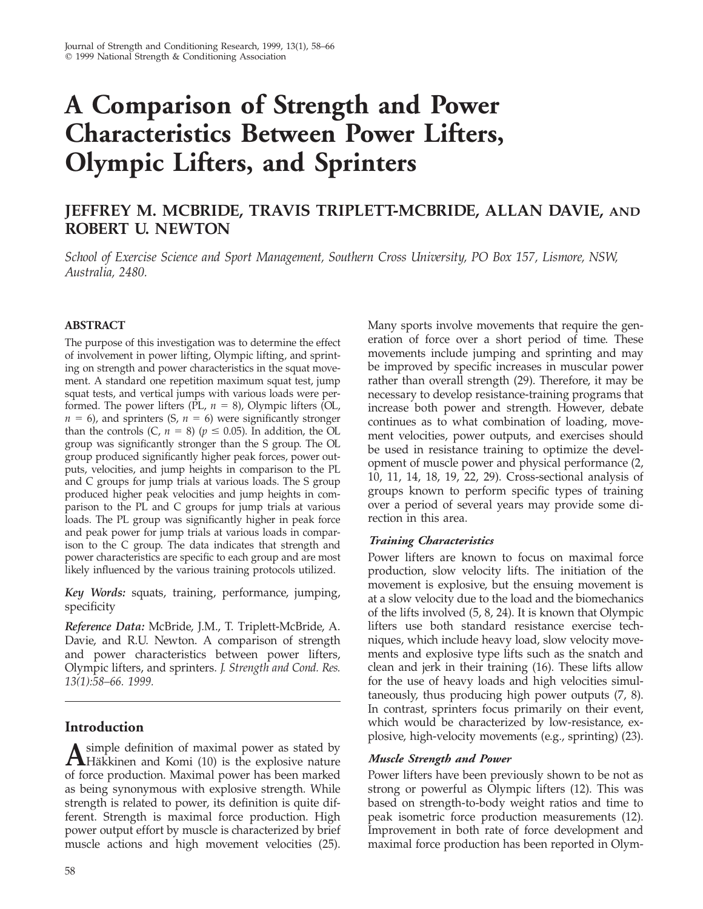# A Comparison of Strength and Power Characteristics Between Power Lifters, Olympic Lifters, and Sprinters

## JEFFREY M. MCBRIDE, TRAVIS TRIPLETT-MCBRIDE, ALLAN DAVIE, AND ROBERT U. NEWTON

*School of Exercise Science and Sport Management, Southern Cross University, PO Box 157, Lismore, NSW, Australia, 2480.*

### ABSTRACT

The purpose of this investigation was to determine the effect of involvement in power lifting, Olympic lifting, and sprinting on strength and power characteristics in the squat movement. A standard one repetition maximum squat test, jump squat tests, and vertical jumps with various loads were performed. The power lifters (PL, $n = 8$), Olympic lifters (OL, $n = 6$), and sprinters (S, $n = 6$) were significantly stronger than the controls (C, $n = 8$) ($p \leq 0.05$). In addition, the OL group was significantly stronger than the S group. The OL group produced significantly higher peak forces, power outputs, velocities, and jump heights in comparison to the PL and C groups for jump trials at various loads. The S group produced higher peak velocities and jump heights in comparison to the PL and C groups for jump trials at various loads. The PL group was significantly higher in peak force and peak power for jump trials at various loads in comparison to the C group. The data indicates that strength and power characteristics are specific to each group and are most likely influenced by the various training protocols utilized.

*Key Words:* squats, training, performance, jumping, specificity

*Reference Data:* McBride, J.M., T. Triplett-McBride, A. Davie, and R.U. Newton. A comparison of strength and power characteristics between power lifters, Olympic lifters, and sprinters. *J. Strength and Cond. Res. 13(1):58–66. 1999.*

## Introduction

A simple definition of maximal power as stated by Häkkinen and Komi (10) is the explosive nature of force production. Maximal power has been marked as being synonymous with explosive strength. While strength is related to power, its definition is quite different. Strength is maximal force production. High power output effort by muscle is characterized by brief muscle actions and high movement velocities (25). Many sports involve movements that require the generation of force over a short period of time. These movements include jumping and sprinting and may be improved by specific increases in muscular power rather than overall strength (29). Therefore, it may be necessary to develop resistance-training programs that increase both power and strength. However, debate continues as to what combination of loading, movement velocities, power outputs, and exercises should be used in resistance training to optimize the development of muscle power and physical performance (2, 10, 11, 14, 18, 19, 22, 29). Cross-sectional analysis of groups known to perform specific types of training over a period of several years may provide some direction in this area.

### *Training Characteristics*

Power lifters are known to focus on maximal force production, slow velocity lifts. The initiation of the movement is explosive, but the ensuing movement is at a slow velocity due to the load and the biomechanics of the lifts involved (5, 8, 24). It is known that Olympic lifters use both standard resistance exercise techniques, which include heavy load, slow velocity movements and explosive type lifts such as the snatch and clean and jerk in their training (16). These lifts allow for the use of heavy loads and high velocities simultaneously, thus producing high power outputs (7, 8). In contrast, sprinters focus primarily on their event, which would be characterized by low-resistance, explosive, high-velocity movements (e.g., sprinting) (23).

### *Muscle Strength and Power*

Power lifters have been previously shown to be not as strong or powerful as Olympic lifters (12). This was based on strength-to-body weight ratios and time to peak isometric force production measurements (12). Improvement in both rate of force development and maximal force production has been reported in Olym-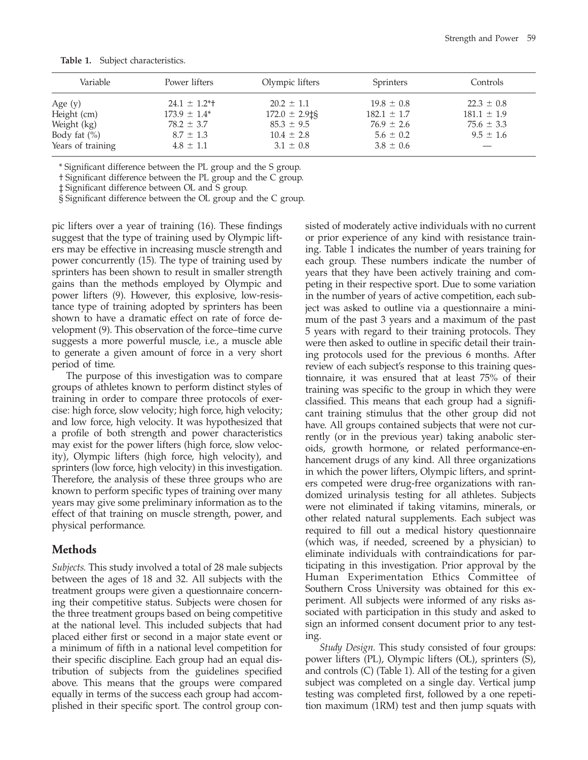**Table 1.** Subject characteristics.

| Variable | Power lifters | Olympic lifters | Sprinters | Controls |
|---|---|---|---|---|
| Age (y) | 24.1 ± 1.2*† | 20.2 ± 1.1 | 19.8 ± 0.8 | 22.3 ± 0.8 |
| Height (cm) | 173.9 ± 1.4* | 172.0 ± 2.9‡§ | 182.1 ± 1.7 | 181.1 ± 1.9 |
| Weight (kg) | 78.2 ± 3.7 | 85.3 ± 9.5 | 76.9 ± 2.6 | 75.6 ± 3.3 |
| Body fat (%) | 8.7 ± 1.3 | 10.4 ± 2.8 | 5.6 ± 0.2 | 9.5 ± 1.6 |
| Years of training | 4.8 ± 1.1 | 3.1 ± 0.8 | 3.8 ± 0.6 | — |

* Significant difference between the PL group and the S group.
† Significant difference between the PL group and the C group.
‡ Significant difference between OL and S group.
§ Significant difference between the OL group and the C group.

pic lifters over a year of training (16). These findings suggest that the type of training used by Olympic lifters may be effective in increasing muscle strength and power concurrently (15). The type of training used by sprinters has been shown to result in smaller strength gains than the methods employed by Olympic and power lifters (9). However, this explosive, low-resistance type of training adopted by sprinters has been shown to have a dramatic effect on rate of force development (9). This observation of the force–time curve suggests a more powerful muscle, i.e., a muscle able to generate a given amount of force in a very short period of time.

The purpose of this investigation was to compare groups of athletes known to perform distinct styles of training in order to compare three protocols of exercise: high force, slow velocity; high force, high velocity; and low force, high velocity. It was hypothesized that a profile of both strength and power characteristics may exist for the power lifters (high force, slow velocity), Olympic lifters (high force, high velocity), and sprinters (low force, high velocity) in this investigation. Therefore, the analysis of these three groups who are known to perform specific types of training over many years may give some preliminary information as to the effect of that training on muscle strength, power, and physical performance.

## Methods

*Subjects.* This study involved a total of 28 male subjects between the ages of 18 and 32. All subjects with the treatment groups were given a questionnaire concerning their competitive status. Subjects were chosen for the three treatment groups based on being competitive at the national level. This included subjects that had placed either first or second in a major state event or a minimum of fifth in a national level competition for their specific discipline. Each group had an equal distribution of subjects from the guidelines specified above. This means that the groups were compared equally in terms of the success each group had accomplished in their specific sport. The control group consisted of moderately active individuals with no current or prior experience of any kind with resistance training. Table 1 indicates the number of years training for each group. These numbers indicate the number of years that they have been actively training and competing in their respective sport. Due to some variation in the number of years of active competition, each subject was asked to outline via a questionnaire a minimum of the past 3 years and a maximum of the past 5 years with regard to their training protocols. They were then asked to outline in specific detail their training protocols used for the previous 6 months. After review of each subject's response to this training questionnaire, it was ensured that at least 75% of their training was specific to the group in which they were classified. This means that each group had a significant training stimulus that the other group did not have. All groups contained subjects that were not currently (or in the previous year) taking anabolic steroids, growth hormone, or related performance-enhancement drugs of any kind. All three organizations in which the power lifters, Olympic lifters, and sprinters competed were drug-free organizations with randomized urinalysis testing for all athletes. Subjects were not eliminated if taking vitamins, minerals, or other related natural supplements. Each subject was required to fill out a medical history questionnaire (which was, if needed, screened by a physician) to eliminate individuals with contraindications for participating in this investigation. Prior approval by the Human Experimentation Ethics Committee of Southern Cross University was obtained for this experiment. All subjects were informed of any risks associated with participation in this study and asked to sign an informed consent document prior to any testing.

*Study Design.* This study consisted of four groups: power lifters (PL), Olympic lifters (OL), sprinters (S), and controls (C) (Table 1). All of the testing for a given subject was completed on a single day. Vertical jump testing was completed first, followed by a one repetition maximum (1RM) test and then jump squats with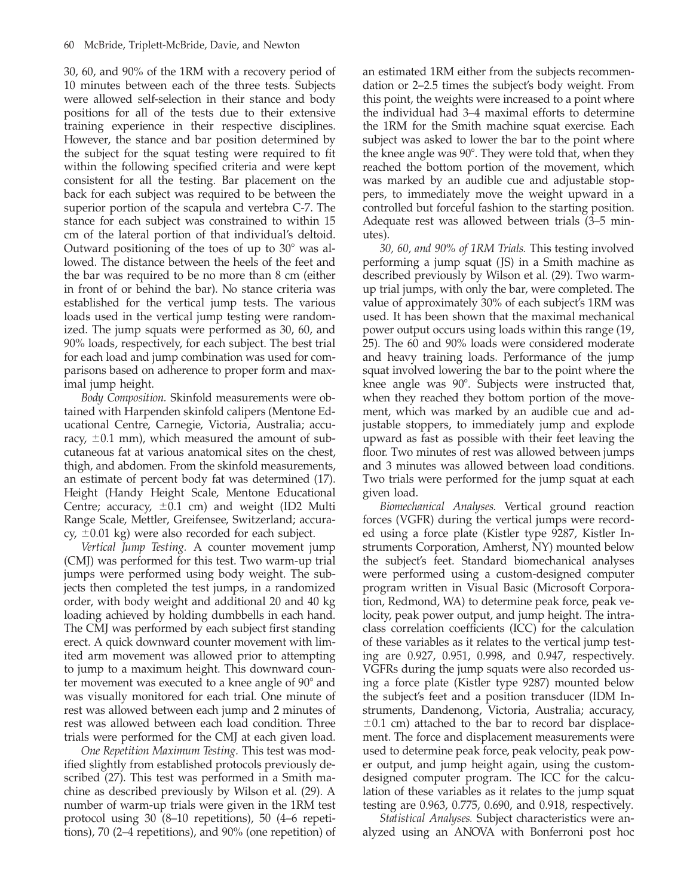30, 60, and 90% of the 1RM with a recovery period of 10 minutes between each of the three tests. Subjects were allowed self-selection in their stance and body positions for all of the tests due to their extensive training experience in their respective disciplines. However, the stance and bar position determined by the subject for the squat testing were required to fit within the following specified criteria and were kept consistent for all the testing. Bar placement on the back for each subject was required to be between the superior portion of the scapula and vertebra C-7. The stance for each subject was constrained to within 15 cm of the lateral portion of that individual's deltoid. Outward positioning of the toes of up to 30° was allowed. The distance between the heels of the feet and the bar was required to be no more than 8 cm (either in front of or behind the bar). No stance criteria was established for the vertical jump tests. The various loads used in the vertical jump testing were randomized. The jump squats were performed as 30, 60, and 90% loads, respectively, for each subject. The best trial for each load and jump combination was used for comparisons based on adherence to proper form and maximal jump height.

*Body Composition.* Skinfold measurements were obtained with Harpenden skinfold calipers (Mentone Educational Centre, Carnegie, Victoria, Australia; accuracy, ±0.1 mm), which measured the amount of subcutaneous fat at various anatomical sites on the chest, thigh, and abdomen. From the skinfold measurements, an estimate of percent body fat was determined (17). Height (Handy Height Scale, Mentone Educational Centre; accuracy, ±0.1 cm) and weight (ID2 Multi Range Scale, Mettler, Greifensee, Switzerland; accuracy, ±0.01 kg) were also recorded for each subject.

*Vertical Jump Testing.* A counter movement jump (CMJ) was performed for this test. Two warm-up trial jumps were performed using body weight. The subjects then completed the test jumps, in a randomized order, with body weight and additional 20 and 40 kg loading achieved by holding dumbbells in each hand. The CMJ was performed by each subject first standing erect. A quick downward counter movement with limited arm movement was allowed prior to attempting to jump to a maximum height. This downward counter movement was executed to a knee angle of 90° and was visually monitored for each trial. One minute of rest was allowed between each jump and 2 minutes of rest was allowed between each load condition. Three trials were performed for the CMJ at each given load.

*One Repetition Maximum Testing.* This test was modified slightly from established protocols previously described (27). This test was performed in a Smith machine as described previously by Wilson et al. (29). A number of warm-up trials were given in the 1RM test protocol using 30 (8–10 repetitions), 50 (4–6 repetitions), 70 (2–4 repetitions), and 90% (one repetition) of an estimated 1RM either from the subjects recommendation or 2–2.5 times the subject's body weight. From this point, the weights were increased to a point where the individual had 3–4 maximal efforts to determine the 1RM for the Smith machine squat exercise. Each subject was asked to lower the bar to the point where the knee angle was 90°. They were told that, when they reached the bottom portion of the movement, which was marked by an audible cue and adjustable stoppers, to immediately move the weight upward in a controlled but forceful fashion to the starting position. Adequate rest was allowed between trials (3–5 minutes).

*30, 60, and 90% of 1RM Trials.* This testing involved performing a jump squat (JS) in a Smith machine as described previously by Wilson et al. (29). Two warm-up trial jumps, with only the bar, were completed. The value of approximately 30% of each subject's 1RM was used. It has been shown that the maximal mechanical power output occurs using loads within this range (19, 25). The 60 and 90% loads were considered moderate and heavy training loads. Performance of the jump squat involved lowering the bar to the point where the knee angle was 90°. Subjects were instructed that, when they reached they bottom portion of the movement, which was marked by an audible cue and adjustable stoppers, to immediately jump and explode upward as fast as possible with their feet leaving the floor. Two minutes of rest was allowed between jumps and 3 minutes was allowed between load conditions. Two trials were performed for the jump squat at each given load.

*Biomechanical Analyses.* Vertical ground reaction forces (VGFR) during the vertical jumps were recorded using a force plate (Kistler type 9287, Kistler Instruments Corporation, Amherst, NY) mounted below the subject's feet. Standard biomechanical analyses were performed using a custom-designed computer program written in Visual Basic (Microsoft Corporation, Redmond, WA) to determine peak force, peak velocity, peak power output, and jump height. The intraclass correlation coefficients (ICC) for the calculation of these variables as it relates to the vertical jump testing are 0.927, 0.951, 0.998, and 0.947, respectively. VGFRs during the jump squats were also recorded using a force plate (Kistler type 9287) mounted below the subject's feet and a position transducer (IDM Instruments, Dandenong, Victoria, Australia; accuracy, ±0.1 cm) attached to the bar to record bar displacement. The force and displacement measurements were used to determine peak force, peak velocity, peak power output, and jump height again, using the custom-designed computer program. The ICC for the calculation of these variables as it relates to the jump squat testing are 0.963, 0.775, 0.690, and 0.918, respectively.

*Statistical Analyses.* Subject characteristics were analyzed using an ANOVA with Bonferroni post hoc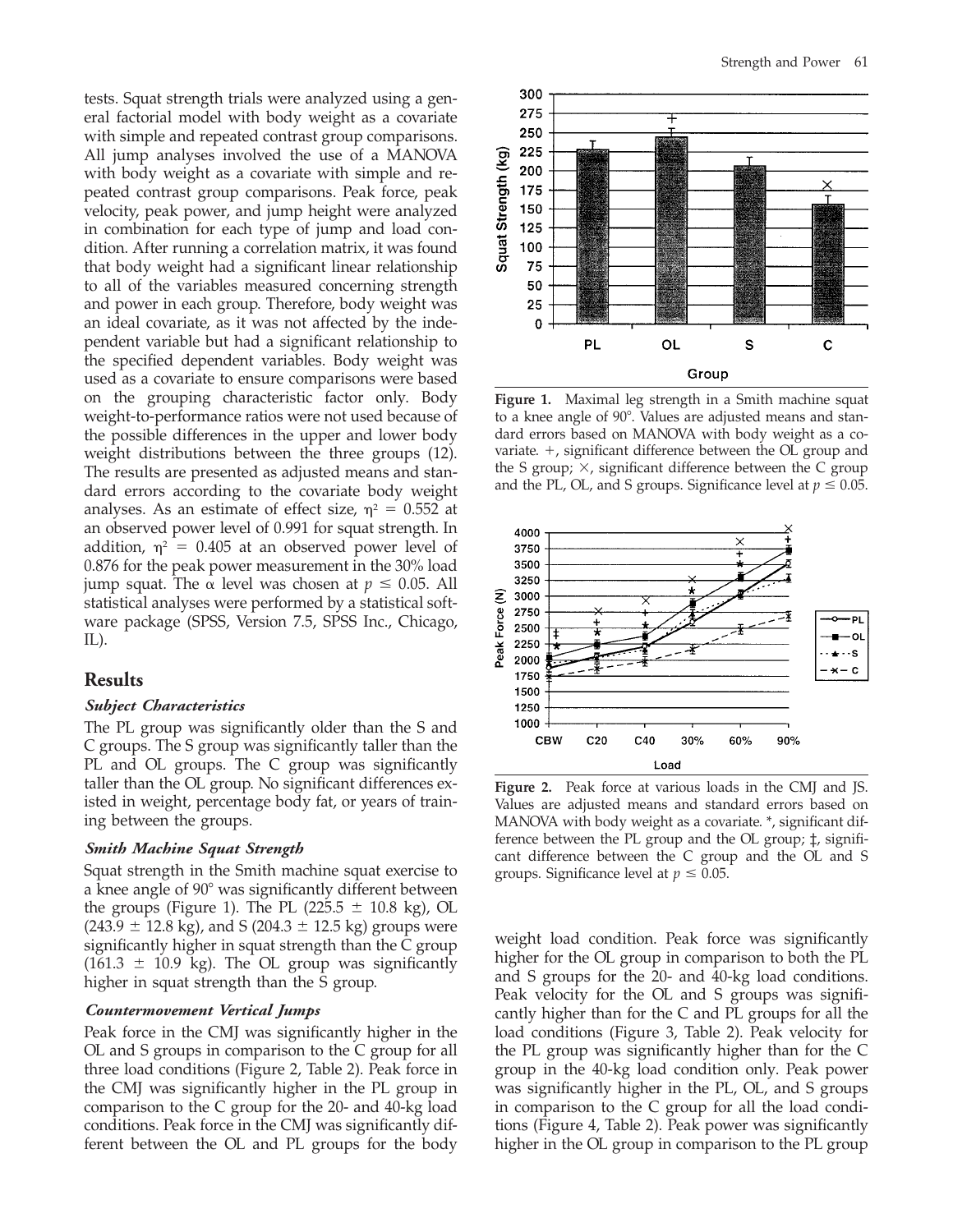tests. Squat strength trials were analyzed using a general factorial model with body weight as a covariate with simple and repeated contrast group comparisons. All jump analyses involved the use of a MANOVA with body weight as a covariate with simple and repeated contrast group comparisons. Peak force, peak velocity, peak power, and jump height were analyzed in combination for each type of jump and load condition. After running a correlation matrix, it was found that body weight had a significant linear relationship to all of the variables measured concerning strength and power in each group. Therefore, body weight was an ideal covariate, as it was not affected by the independent variable but had a significant relationship to the specified dependent variables. Body weight was used as a covariate to ensure comparisons were based on the grouping characteristic factor only. Body weight-to-performance ratios were not used because of the possible differences in the upper and lower body weight distributions between the three groups (12). The results are presented as adjusted means and standard errors according to the covariate body weight analyses. As an estimate of effect size, $\eta^2 = 0.552$ at an observed power level of 0.991 for squat strength. In addition, $\eta^2 = 0.405$ at an observed power level of 0.876 for the peak power measurement in the 30% load jump squat. The $\alpha$ level was chosen at $p \leq 0.05$. All statistical analyses were performed by a statistical software package (SPSS, Version 7.5, SPSS Inc., Chicago, IL).

## Results

### *Subject Characteristics*

The PL group was significantly older than the S and C groups. The S group was significantly taller than the PL and OL groups. The C group was significantly taller than the OL group. No significant differences existed in weight, percentage body fat, or years of training between the groups.

### *Smith Machine Squat Strength*

Squat strength in the Smith machine squat exercise to a knee angle of 90° was significantly different between the groups (Figure 1). The PL (225.5 ± 10.8 kg), OL (243.9 ± 12.8 kg), and S (204.3 ± 12.5 kg) groups were significantly higher in squat strength than the C group (161.3 ± 10.9 kg). The OL group was significantly higher in squat strength than the S group.

### *Countermovement Vertical Jumps*

Peak force in the CMJ was significantly higher in the OL and S groups in comparison to the C group for all three load conditions (Figure 2, Table 2). Peak force in the CMJ was significantly higher in the PL group in comparison to the C group for the 20- and 40-kg load conditions. Peak force in the CMJ was significantly different between the OL and PL groups for the body weight load condition. Peak force was significantly higher for the OL group in comparison to both the PL and S groups for the 20- and 40-kg load conditions. Peak velocity for the OL and S groups was significantly higher than for the C and PL groups for all the load conditions (Figure 3, Table 2). Peak velocity for the PL group was significantly higher than for the C group in the 40-kg load condition only. Peak power was significantly higher in the PL, OL, and S groups in comparison to the C group for all the load conditions (Figure 4, Table 2). Peak power was significantly higher in the OL group in comparison to the PL group

**Figure 1.** Maximal leg strength in a Smith machine squat to a knee angle of 90°. Values are adjusted means and standard errors based on MANOVA with body weight as a covariate. +, significant difference between the OL group and the S group; ×, significant difference between the C group and the PL, OL, and S groups. Significance level at $p \leq 0.05$.

**Figure 2.** Peak force at various loads in the CMJ and JS. Values are adjusted means and standard errors based on MANOVA with body weight as a covariate. *, significant difference between the PL group and the OL group; ‡, significant difference between the C group and the OL and S groups. Significance level at $p \leq 0.05$.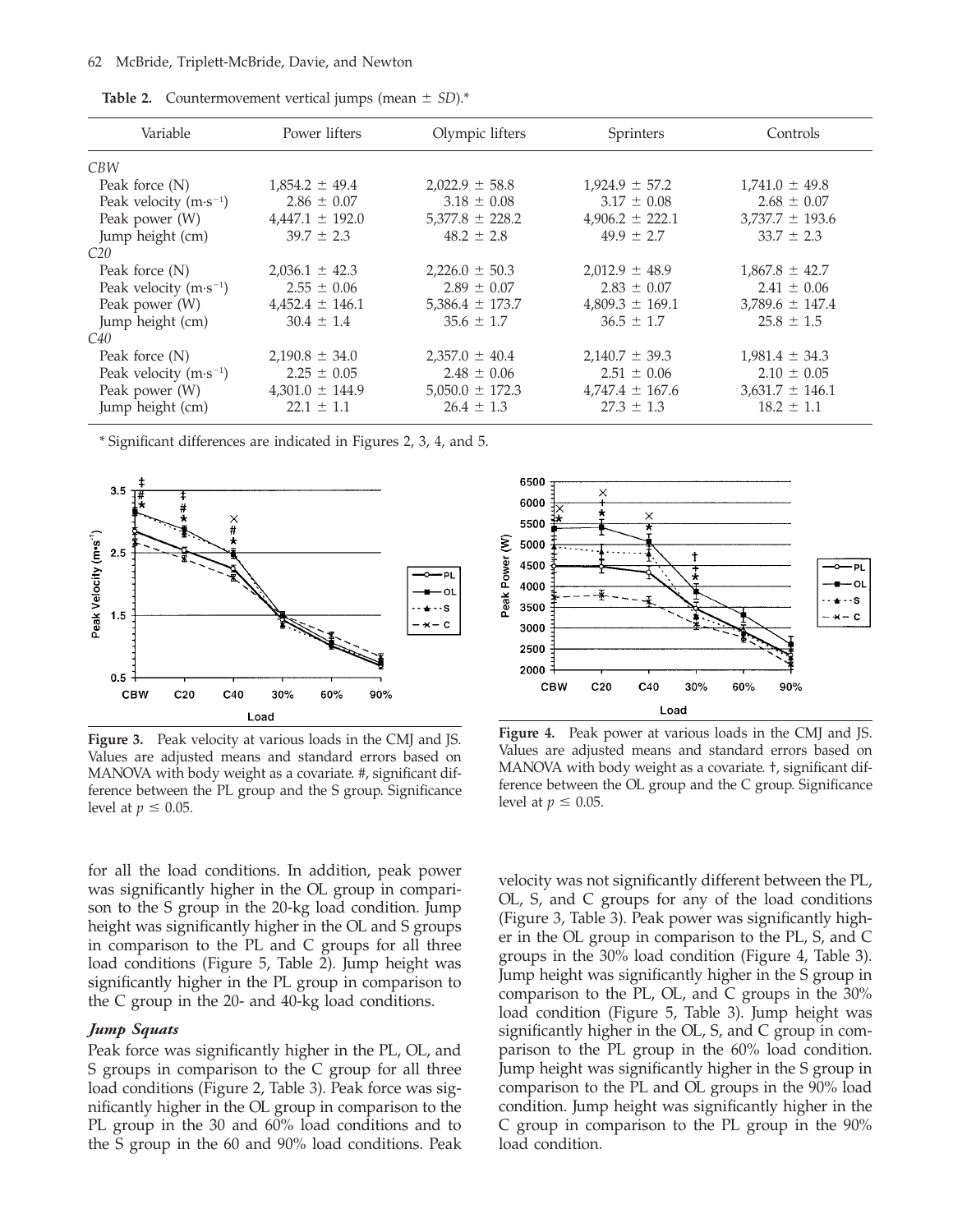**Table 2.** Countermovement vertical jumps (mean ± SD).*

| Variable | Power lifters | Olympic lifters | Sprinters | Controls |
|---|---|---|---|---|
| *CBW* | | | | |
| Peak force (N) | 1,854.2 ± 49.4 | 2,022.9 ± 58.8 | 1,924.9 ± 57.2 | 1,741.0 ± 49.8 |
| Peak velocity ($m \cdot s^{-1}$) | 2.86 ± 0.07 | 3.18 ± 0.08 | 3.17 ± 0.08 | 2.68 ± 0.07 |
| Peak power (W) | 4,447.1 ± 192.0 | 5,377.8 ± 228.2 | 4,906.2 ± 222.1 | 3,737.7 ± 193.6 |
| Jump height (cm) | 39.7 ± 2.3 | 48.2 ± 2.8 | 49.9 ± 2.7 | 33.7 ± 2.3 |
| *C20* | | | | |
| Peak force (N) | 2,036.1 ± 42.3 | 2,226.0 ± 50.3 | 2,012.9 ± 48.9 | 1,867.8 ± 42.7 |
| Peak velocity ($m \cdot s^{-1}$) | 2.55 ± 0.06 | 2.89 ± 0.07 | 2.83 ± 0.07 | 2.41 ± 0.06 |
| Peak power (W) | 4,452.4 ± 146.1 | 5,386.4 ± 173.7 | 4,809.3 ± 169.1 | 3,789.6 ± 147.4 |
| Jump height (cm) | 30.4 ± 1.4 | 35.6 ± 1.7 | 36.5 ± 1.7 | 25.8 ± 1.5 |
| *C40* | | | | |
| Peak force (N) | 2,190.8 ± 34.0 | 2,357.0 ± 40.4 | 2,140.7 ± 39.3 | 1,981.4 ± 34.3 |
| Peak velocity ($m \cdot s^{-1}$) | 2.25 ± 0.05 | 2.48 ± 0.06 | 2.51 ± 0.06 | 2.10 ± 0.05 |
| Peak power (W) | 4,301.0 ± 144.9 | 5,050.0 ± 172.3 | 4,747.4 ± 167.6 | 3,631.7 ± 146.1 |
| Jump height (cm) | 22.1 ± 1.1 | 26.4 ± 1.3 | 27.3 ± 1.3 | 18.2 ± 1.1 |

\* Significant differences are indicated in Figures 2, 3, 4, and 5.

**Figure 3.** Peak velocity at various loads in the CMJ and JS. Values are adjusted means and standard errors based on MANOVA with body weight as a covariate. #, significant difference between the PL group and the S group. Significance level at $p \leq 0.05$.

**Figure 4.** Peak power at various loads in the CMJ and JS. Values are adjusted means and standard errors based on MANOVA with body weight as a covariate. †, significant difference between the OL group and the C group. Significance level at $p \leq 0.05$.

for all the load conditions. In addition, peak power was significantly higher in the OL group in comparison to the S group in the 20-kg load condition. Jump height was significantly higher in the OL and S groups in comparison to the PL and C groups for all three load conditions (Figure 5, Table 2). Jump height was significantly higher in the PL group in comparison to the C group in the 20- and 40-kg load conditions.

### *Jump Squats*

Peak force was significantly higher in the PL, OL, and S groups in comparison to the C group for all three load conditions (Figure 2, Table 3). Peak force was significantly higher in the OL group in comparison to the PL group in the 30 and 60% load conditions and to the S group in the 60 and 90% load conditions. Peak velocity was not significantly different between the PL, OL, S, and C groups for any of the load conditions (Figure 3, Table 3). Peak power was significantly higher in the OL group in comparison to the PL, S, and C groups in the 30% load condition (Figure 4, Table 3). Jump height was significantly higher in the S group in comparison to the PL, OL, and C groups in the 30% load condition (Figure 5, Table 3). Jump height was significantly higher in the OL, S, and C group in comparison to the PL group in the 60% load condition. Jump height was significantly higher in the S group in comparison to the PL and OL groups in the 90% load condition. Jump height was significantly higher in the C group in comparison to the PL group in the 90% load condition.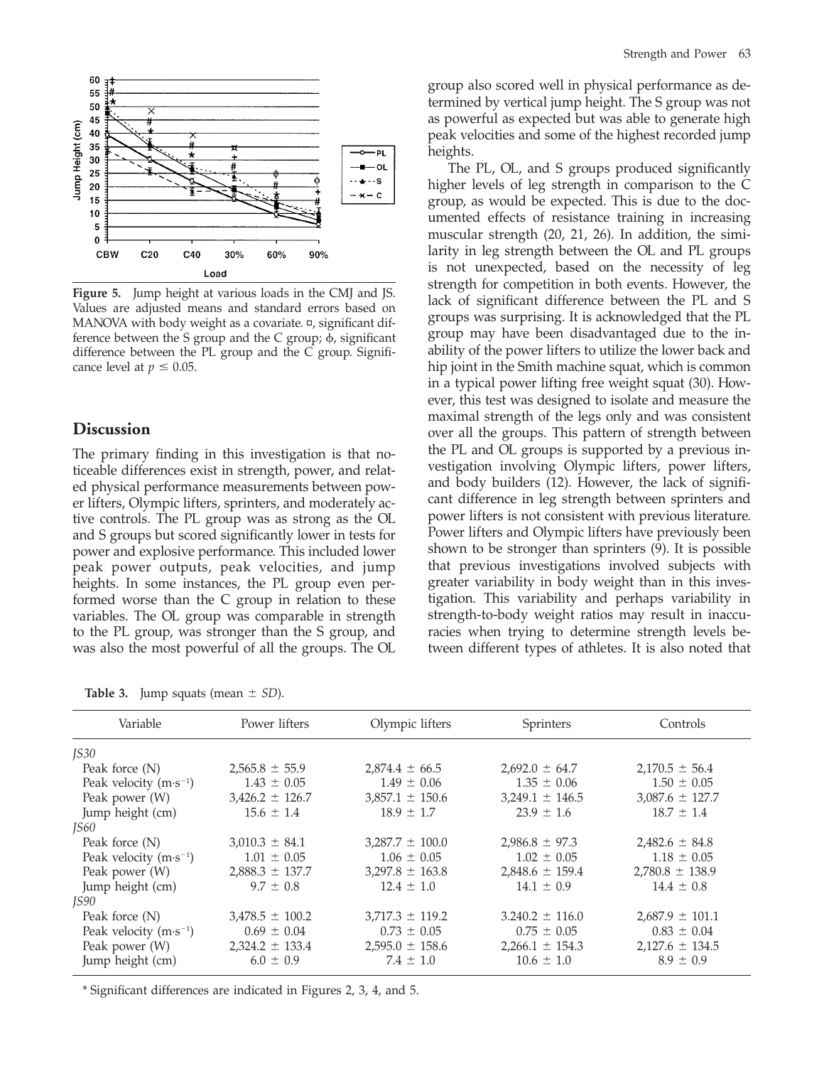**Figure 5.** Jump height at various loads in the CMJ and JS. Values are adjusted means and standard errors based on MANOVA with body weight as a covariate. ¤, significant difference between the S group and the C group; ϕ, significant difference between the PL group and the C group. Significance level at $p \leq 0.05$.

## Discussion

The primary finding in this investigation is that noticeable differences exist in strength, power, and related physical performance measurements between power lifters, Olympic lifters, sprinters, and moderately active controls. The PL group was as strong as the OL and S groups but scored significantly lower in tests for power and explosive performance. This included lower peak power outputs, peak velocities, and jump heights. In some instances, the PL group even performed worse than the C group in relation to these variables. The OL group was comparable in strength to the PL group, was stronger than the S group, and was also the most powerful of all the groups. The OL group also scored well in physical performance as determined by vertical jump height. The S group was not as powerful as expected but was able to generate high peak velocities and some of the highest recorded jump heights.

The PL, OL, and S groups produced significantly higher levels of leg strength in comparison to the C group, as would be expected. This is due to the documented effects of resistance training in increasing muscular strength (20, 21, 26). In addition, the similarity in leg strength between the OL and PL groups is not unexpected, based on the necessity of leg strength for competition in both events. However, the lack of significant difference between the PL and S groups was surprising. It is acknowledged that the PL group may have been disadvantaged due to the inability of the power lifters to utilize the lower back and hip joint in the Smith machine squat, which is common in a typical power lifting free weight squat (30). However, this test was designed to isolate and measure the maximal strength of the legs only and was consistent over all the groups. This pattern of strength between the PL and OL groups is supported by a previous investigation involving Olympic lifters, power lifters, and body builders (12). However, the lack of significant difference in leg strength between sprinters and power lifters is not consistent with previous literature. Power lifters and Olympic lifters have previously been shown to be stronger than sprinters (9). It is possible that previous investigations involved subjects with greater variability in body weight than in this investigation. This variability and perhaps variability in strength-to-body weight ratios may result in inaccuracies when trying to determine strength levels between different types of athletes. It is also noted that

**Table 3.** Jump squats (mean ± *SD*).

| Variable | Power lifters | Olympic lifters | Sprinters | Controls |
|---|---|---|---|---|
| *JS30* | | | | |
| Peak force (N) | 2,565.8 ± 55.9 | 2,874.4 ± 66.5 | 2,692.0 ± 64.7 | 2,170.5 ± 56.4 |
| Peak velocity ($m \cdot s^{-1}$) | 1.43 ± 0.05 | 1.49 ± 0.06 | 1.35 ± 0.06 | 1.50 ± 0.05 |
| Peak power (W) | 3,426.2 ± 126.7 | 3,857.1 ± 150.6 | 3,249.1 ± 146.5 | 3,087.6 ± 127.7 |
| Jump height (cm) | 15.6 ± 1.4 | 18.9 ± 1.7 | 23.9 ± 1.6 | 18.7 ± 1.4 |
| *JS60* | | | | |
| Peak force (N) | 3,010.3 ± 84.1 | 3,287.7 ± 100.0 | 2,986.8 ± 97.3 | 2,482.6 ± 84.8 |
| Peak velocity ($m \cdot s^{-1}$) | 1.01 ± 0.05 | 1.06 ± 0.05 | 1.02 ± 0.05 | 1.18 ± 0.05 |
| Peak power (W) | 2,888.3 ± 137.7 | 3,297.8 ± 163.8 | 2,848.6 ± 159.4 | 2,780.8 ± 138.9 |
| Jump height (cm) | 9.7 ± 0.8 | 12.4 ± 1.0 | 14.1 ± 0.9 | 14.4 ± 0.8 |
| *JS90* | | | | |
| Peak force (N) | 3,478.5 ± 100.2 | 3,717.3 ± 119.2 | 3.240.2 ± 116.0 | 2,687.9 ± 101.1 |
| Peak velocity ($m \cdot s^{-1}$) | 0.69 ± 0.04 | 0.73 ± 0.05 | 0.75 ± 0.05 | 0.83 ± 0.04 |
| Peak power (W) | 2,324.2 ± 133.4 | 2,595.0 ± 158.6 | 2,266.1 ± 154.3 | 2,127.6 ± 134.5 |
| Jump height (cm) | 6.0 ± 0.9 | 7.4 ± 1.0 | 10.6 ± 1.0 | 8.9 ± 0.9 |

\* Significant differences are indicated in Figures 2, 3, 4, and 5.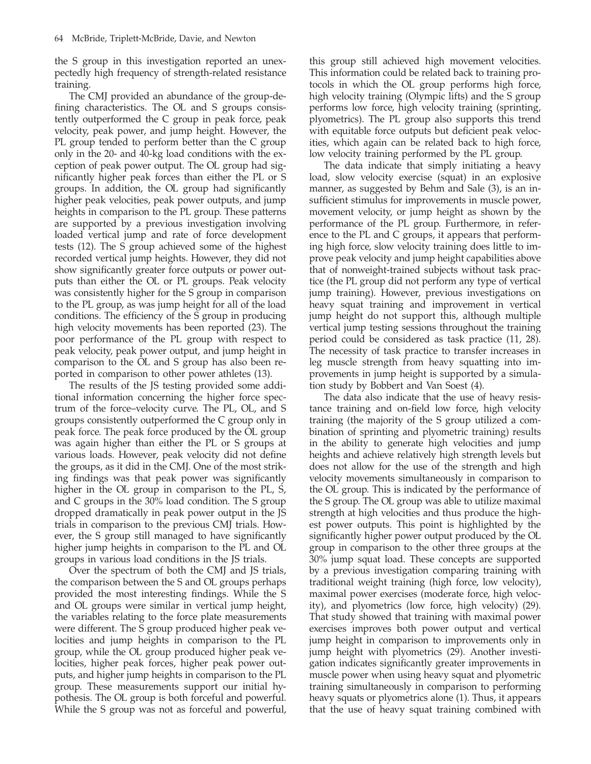the S group in this investigation reported an unexpectedly high frequency of strength-related resistance training.

The CMJ provided an abundance of the group-defining characteristics. The OL and S groups consistently outperformed the C group in peak force, peak velocity, peak power, and jump height. However, the PL group tended to perform better than the C group only in the 20- and 40-kg load conditions with the exception of peak power output. The OL group had significantly higher peak forces than either the PL or S groups. In addition, the OL group had significantly higher peak velocities, peak power outputs, and jump heights in comparison to the PL group. These patterns are supported by a previous investigation involving loaded vertical jump and rate of force development tests (12). The S group achieved some of the highest recorded vertical jump heights. However, they did not show significantly greater force outputs or power outputs than either the OL or PL groups. Peak velocity was consistently higher for the S group in comparison to the PL group, as was jump height for all of the load conditions. The efficiency of the S group in producing high velocity movements has been reported (23). The poor performance of the PL group with respect to peak velocity, peak power output, and jump height in comparison to the OL and S group has also been reported in comparison to other power athletes (13).

The results of the JS testing provided some additional information concerning the higher force spectrum of the force–velocity curve. The PL, OL, and S groups consistently outperformed the C group only in peak force. The peak force produced by the OL group was again higher than either the PL or S groups at various loads. However, peak velocity did not define the groups, as it did in the CMJ. One of the most striking findings was that peak power was significantly higher in the OL group in comparison to the PL, S, and C groups in the 30% load condition. The S group dropped dramatically in peak power output in the JS trials in comparison to the previous CMJ trials. However, the S group still managed to have significantly higher jump heights in comparison to the PL and OL groups in various load conditions in the JS trials.

Over the spectrum of both the CMJ and JS trials, the comparison between the S and OL groups perhaps provided the most interesting findings. While the S and OL groups were similar in vertical jump height, the variables relating to the force plate measurements were different. The S group produced higher peak velocities and jump heights in comparison to the PL group, while the OL group produced higher peak velocities, higher peak forces, higher peak power outputs, and higher jump heights in comparison to the PL group. These measurements support our initial hypothesis. The OL group is both forceful and powerful. While the S group was not as forceful and powerful, this group still achieved high movement velocities. This information could be related back to training protocols in which the OL group performs high force, high velocity training (Olympic lifts) and the S group performs low force, high velocity training (sprinting, plyometrics). The PL group also supports this trend with equitable force outputs but deficient peak velocities, which again can be related back to high force, low velocity training performed by the PL group.

The data indicate that simply initiating a heavy load, slow velocity exercise (squat) in an explosive manner, as suggested by Behm and Sale (3), is an insufficient stimulus for improvements in muscle power, movement velocity, or jump height as shown by the performance of the PL group. Furthermore, in reference to the PL and C groups, it appears that performing high force, slow velocity training does little to improve peak velocity and jump height capabilities above that of nonweight-trained subjects without task practice (the PL group did not perform any type of vertical jump training). However, previous investigations on heavy squat training and improvement in vertical jump height do not support this, although multiple vertical jump testing sessions throughout the training period could be considered as task practice (11, 28). The necessity of task practice to transfer increases in leg muscle strength from heavy squatting into improvements in jump height is supported by a simulation study by Bobbert and Van Soest (4).

The data also indicate that the use of heavy resistance training and on-field low force, high velocity training (the majority of the S group utilized a combination of sprinting and plyometric training) results in the ability to generate high velocities and jump heights and achieve relatively high strength levels but does not allow for the use of the strength and high velocity movements simultaneously in comparison to the OL group. This is indicated by the performance of the S group. The OL group was able to utilize maximal strength at high velocities and thus produce the highest power outputs. This point is highlighted by the significantly higher power output produced by the OL group in comparison to the other three groups at the 30% jump squat load. These concepts are supported by a previous investigation comparing training with traditional weight training (high force, low velocity), maximal power exercises (moderate force, high velocity), and plyometrics (low force, high velocity) (29). That study showed that training with maximal power exercises improves both power output and vertical jump height in comparison to improvements only in jump height with plyometrics (29). Another investigation indicates significantly greater improvements in muscle power when using heavy squat and plyometric training simultaneously in comparison to performing heavy squats or plyometrics alone (1). Thus, it appears that the use of heavy squat training combined with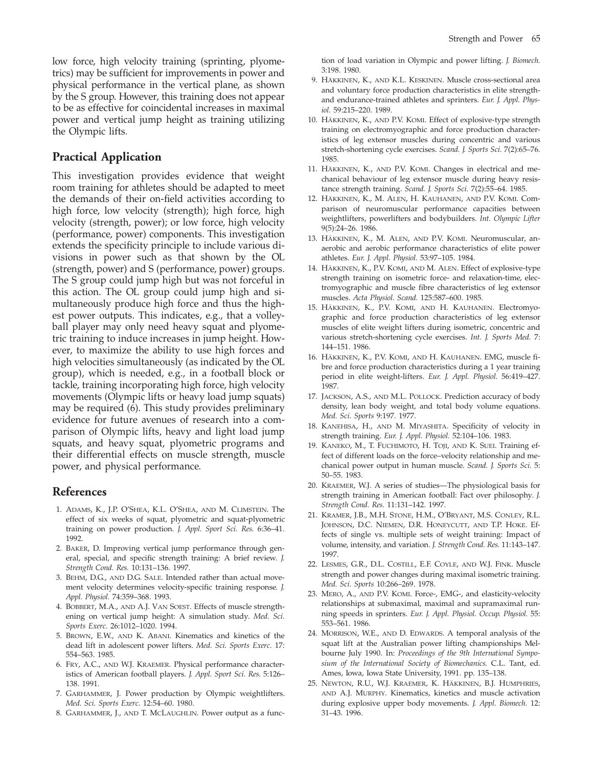low force, high velocity training (sprinting, plyometrics) may be sufficient for improvements in power and physical performance in the vertical plane, as shown by the S group. However, this training does not appear to be as effective for coincidental increases in maximal power and vertical jump height as training utilizing the Olympic lifts.

## Practical Application

This investigation provides evidence that weight room training for athletes should be adapted to meet the demands of their on-field activities according to high force, low velocity (strength); high force, high velocity (strength, power); or low force, high velocity (performance, power) components. This investigation extends the specificity principle to include various divisions in power such as that shown by the OL (strength, power) and S (performance, power) groups. The S group could jump high but was not forceful in this action. The OL group could jump high and simultaneously produce high force and thus the highest power outputs. This indicates, e.g., that a volleyball player may only need heavy squat and plyometric training to induce increases in jump height. However, to maximize the ability to use high forces and high velocities simultaneously (as indicated by the OL group), which is needed, e.g., in a football block or tackle, training incorporating high force, high velocity movements (Olympic lifts or heavy load jump squats) may be required (6). This study provides preliminary evidence for future avenues of research into a comparison of Olympic lifts, heavy and light load jump squats, and heavy squat, plyometric programs and their differential effects on muscle strength, muscle power, and physical performance.

## References

1. Adams, K., J.P. O'Shea, K.L. O'Shea, and M. Climstein. The effect of six weeks of squat, plyometric and squat-plyometric training on power production. *J. Appl. Sport Sci. Res.* 6:36–41. 1992.
2. Baker, D. Improving vertical jump performance through general, special, and specific strength training: A brief review. *J. Strength Cond. Res.* 10:131–136. 1997.
3. Behm, D.G., and D.G. Sale. Intended rather than actual movement velocity determines velocity-specific training response. *J. Appl. Physiol.* 74:359–368. 1993.
4. Bobbert, M.A., and A.J. Van Soest. Effects of muscle strengthening on vertical jump height: A simulation study. *Med. Sci. Sports Exerc.* 26:1012–1020. 1994.
5. Brown, E.W., and K. Abani. Kinematics and kinetics of the dead lift in adolescent power lifters. *Med. Sci. Sports Exerc.* 17: 554–563. 1985.
6. Fry, A.C., and W.J. Kraemer. Physical performance characteristics of American football players. *J. Appl. Sport Sci. Res.* 5:126–138. 1991.
7. Garhammer, J. Power production by Olympic weightlifters. *Med. Sci. Sports Exerc.* 12:54–60. 1980.
8. Garhammer, J., and T. McLaughlin. Power output as a function of load variation in Olympic and power lifting. *J. Biomech.* 3:198. 1980.
9. Häkkinen, K., and K.L. Keskinen. Muscle cross-sectional area and voluntary force production characteristics in elite strength- and endurance-trained athletes and sprinters. *Eur. J. Appl. Physiol.* 59:215–220. 1989.
10. Häkkinen, K., and P.V. Komi. Effect of explosive-type strength training on electromyographic and force production characteristics of leg extensor muscles during concentric and various stretch-shortening cycle exercises. *Scand. J. Sports Sci.* 7(2):65–76. 1985.
11. Häkkinen, K., and P.V. Komi. Changes in electrical and mechanical behaviour of leg extensor muscle during heavy resistance strength training. *Scand. J. Sports Sci.* 7(2):55–64. 1985.
12. Häkkinen, K., M. Alen, H. Kauhanen, and P.V. Komi. Comparison of neuromuscular performance capacities between weightlifters, powerlifters and bodybuilders. *Int. Olympic Lifter* 9(5):24–26. 1986.
13. Häkkinen, K., M. Alen, and P.V. Komi. Neuromuscular, anaerobic and aerobic performance characteristics of elite power athletes. *Eur. J. Appl. Physiol.* 53:97–105. 1984.
14. Häkkinen, K., P.V. Komi, and M. Alen. Effect of explosive-type strength training on isometric force- and relaxation-time, electromyographic and muscle fibre characteristics of leg extensor muscles. *Acta Physiol. Scand.* 125:587–600. 1985.
15. Häkkinen, K., P.V. Komi, and H. Kauhanen. Electromyographic and force production characteristics of leg extensor muscles of elite weight lifters during isometric, concentric and various stretch-shortening cycle exercises. *Int. J. Sports Med.* 7: 144–151. 1986.
16. Häkkinen, K., P.V. Komi, and H. Kauhanen. EMG, muscle fibre and force production characteristics during a 1 year training period in elite weight-lifters. *Eur. J. Appl. Physiol.* 56:419–427. 1987.
17. Jackson, A.S., and M.L. Pollock. Prediction accuracy of body density, lean body weight, and total body volume equations. *Med. Sci. Sports* 9:197. 1977.
18. Kanehisa, H., and M. Miyashita. Specificity of velocity in strength training. *Eur. J. Appl. Physiol.* 52:104–106. 1983.
19. Kaneko, M., T. Fuchimoto, H. Toji, and K. Suei. Training effect of different loads on the force–velocity relationship and mechanical power output in human muscle. *Scand. J. Sports Sci.* 5: 50–55. 1983.
20. Kraemer, W.J. A series of studies—The physiological basis for strength training in American football: Fact over philosophy. *J. Strength Cond. Res.* 11:131–142. 1997.
21. Kramer, J.B., M.H. Stone, H.M., O'Bryant, M.S. Conley, R.L. Johnson, D.C. Niemen, D.R. Honeycutt, and T.P. Hoke. Effects of single vs. multiple sets of weight training: Impact of volume, intensity, and variation. *J. Strength Cond. Res.* 11:143–147. 1997.
22. Lesmes, G.R., D.L. Costill, E.F. Coyle, and W.J. Fink. Muscle strength and power changes during maximal isometric training. *Med. Sci. Sports* 10:266–269. 1978.
23. Mero, A., and P.V. Komi. Force-, EMG-, and elasticity-velocity relationships at submaximal, maximal and supramaximal running speeds in sprinters. *Eur. J. Appl. Physiol. Occup. Physiol.* 55: 553–561. 1986.
24. Morrison, W.E., and D. Edwards. A temporal analysis of the squat lift at the Australian power lifting championships Melbourne July 1990. In: *Proceedings of the 9th International Symposium of the International Society of Biomechanics.* C.L. Tant, ed. Ames, Iowa, Iowa State University, 1991. pp. 135–138.
25. Newton, R.U., W.J. Kraemer, K. Häkkinen, B.J. Humphries, and A.J. Murphy. Kinematics, kinetics and muscle activation during explosive upper body movements. *J. Appl. Biomech.* 12: 31–43. 1996.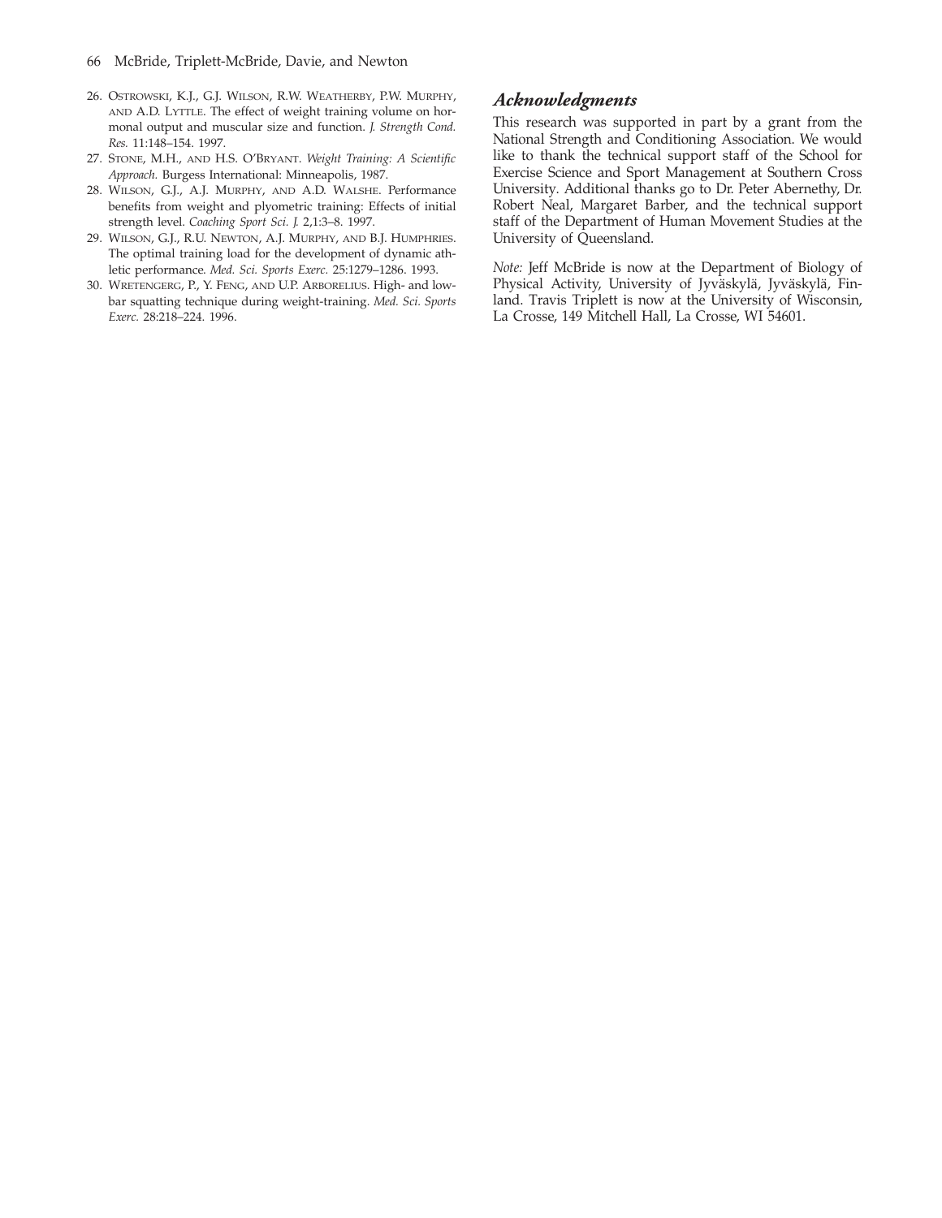26. Ostrowski, K.J., G.J. Wilson, R.W. Weatherby, P.W. Murphy, and A.D. Lyttle. The effect of weight training volume on hormonal output and muscular size and function. *J. Strength Cond. Res.* 11:148–154. 1997.
27. Stone, M.H., and H.S. O'Bryant. *Weight Training: A Scientific Approach.* Burgess International: Minneapolis, 1987.
28. Wilson, G.J., A.J. Murphy, and A.D. Walshe. Performance benefits from weight and plyometric training: Effects of initial strength level. *Coaching Sport Sci. J.* 2,1:3–8. 1997.
29. Wilson, G.J., R.U. Newton, A.J. Murphy, and B.J. Humphries. The optimal training load for the development of dynamic athletic performance. *Med. Sci. Sports Exerc.* 25:1279–1286. 1993.
30. Wretengerg, P., Y. Feng, and U.P. Arborelius. High- and low-bar squatting technique during weight-training. *Med. Sci. Sports Exerc.* 28:218–224. 1996.

## *Acknowledgments*

This research was supported in part by a grant from the National Strength and Conditioning Association. We would like to thank the technical support staff of the School for Exercise Science and Sport Management at Southern Cross University. Additional thanks go to Dr. Peter Abernethy, Dr. Robert Neal, Margaret Barber, and the technical support staff of the Department of Human Movement Studies at the University of Queensland.

*Note:* Jeff McBride is now at the Department of Biology of Physical Activity, University of Jyväskylä, Jyväskylä, Finland. Travis Triplett is now at the University of Wisconsin, La Crosse, 149 Mitchell Hall, La Crosse, WI 54601.